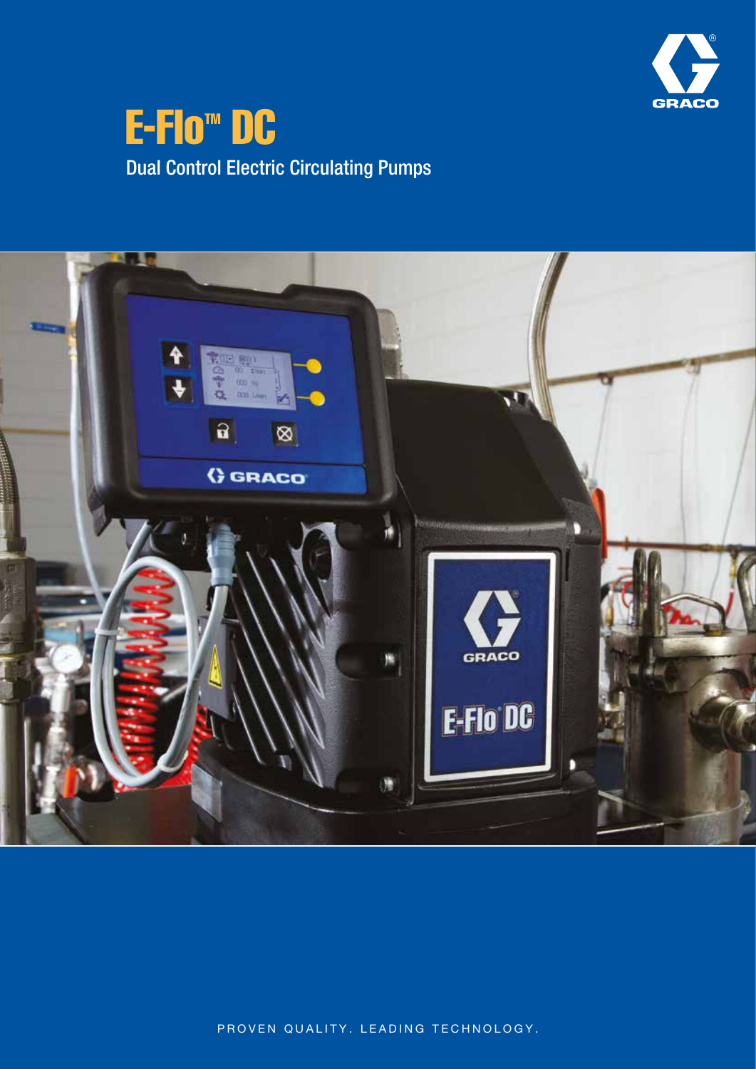# E-Flo™ DC

## Dual Control Electric Circulating Pumps

PROVEN QUALITY. LEADING TECHNOLOGY.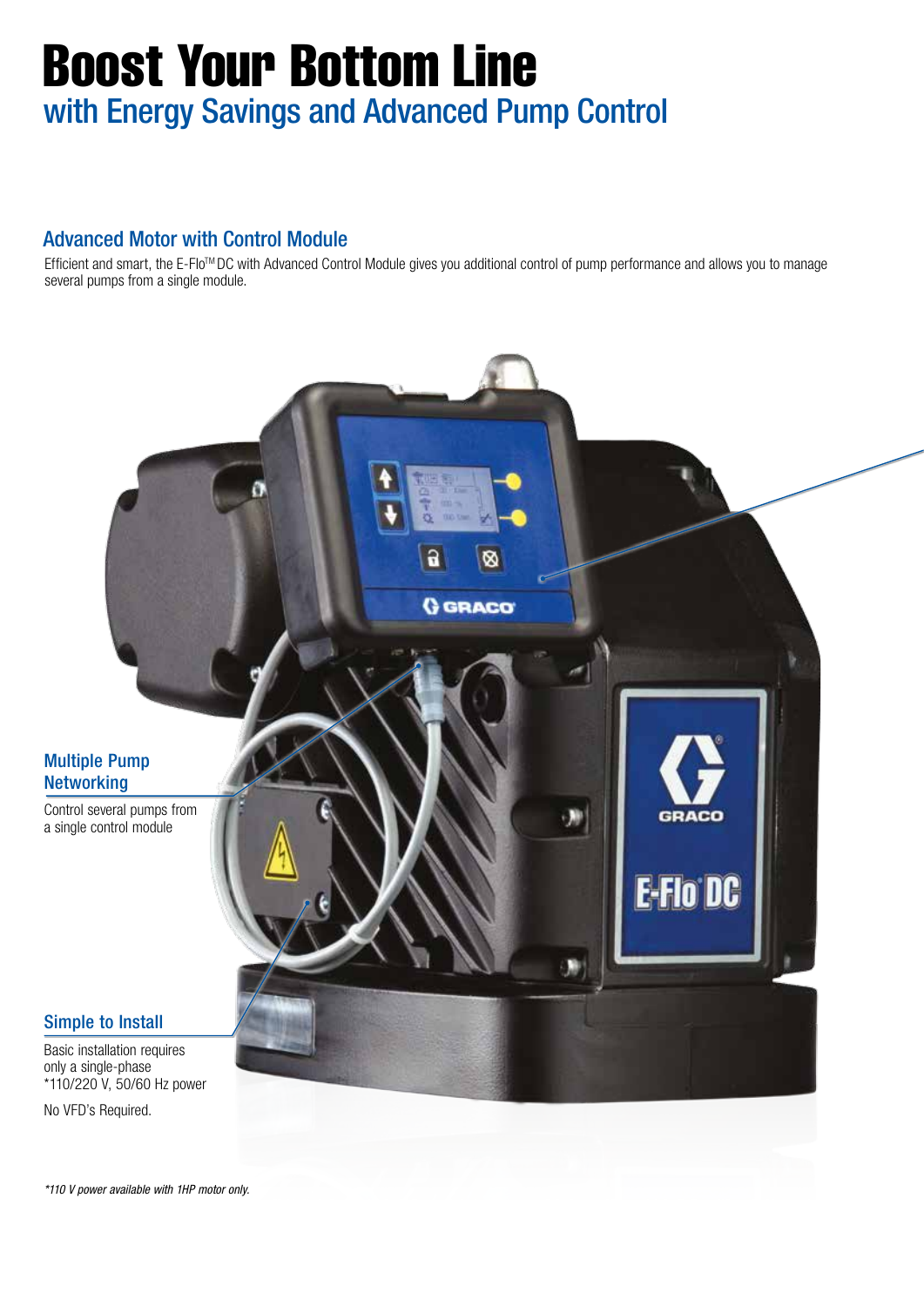# Boost Your Bottom Line

## with Energy Savings and Advanced Pump Control

### Advanced Motor with Control Module

Efficient and smart, the E-Flo™ DC with Advanced Control Module gives you additional control of pump performance and allows you to manage several pumps from a single module.

### Multiple Pump Networking

Control several pumps from a single control module

### Simple to Install

Basic installation requires only a single-phase *110/220 V, 50/60 Hz power

No VFD's Required.

*110 V power available with 1HP motor only.*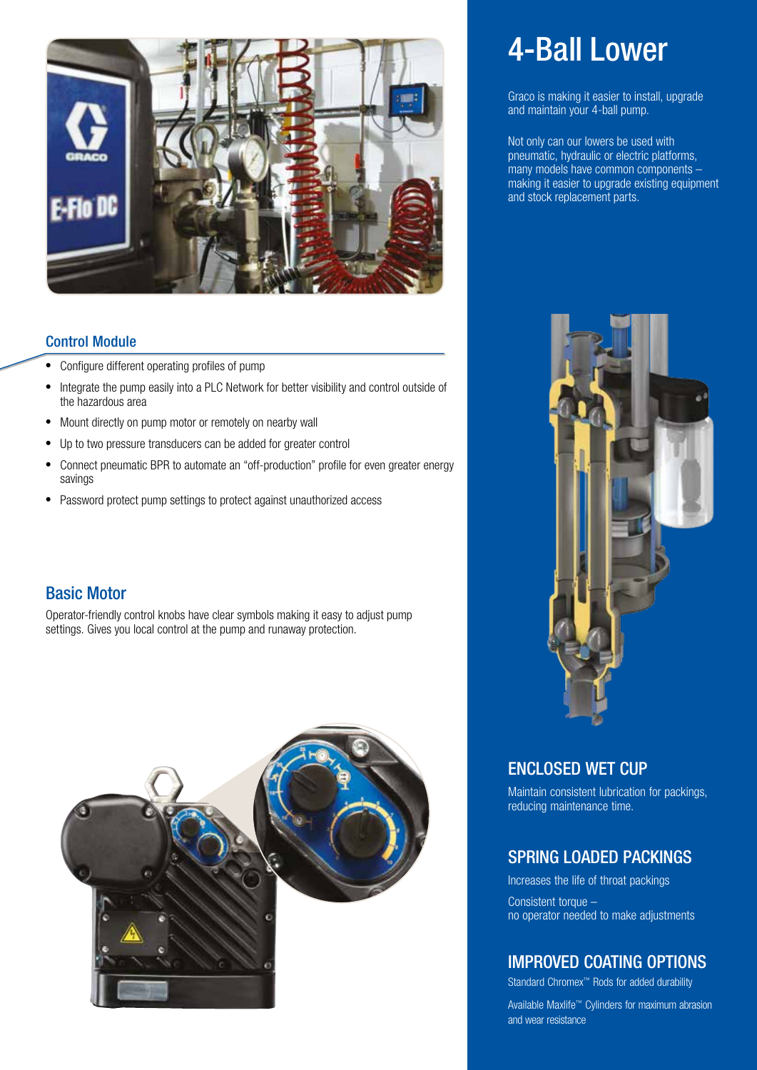## Control Module

- Configure different operating profiles of pump
- Integrate the pump easily into a PLC Network for better visibility and control outside of the hazardous area
- Mount directly on pump motor or remotely on nearby wall
- Up to two pressure transducers can be added for greater control
- Connect pneumatic BPR to automate an "off-production" profile for even greater energy savings
- Password protect pump settings to protect against unauthorized access

## Basic Motor

Operator-friendly control knobs have clear symbols making it easy to adjust pump settings. Gives you local control at the pump and runaway protection.

# 4-Ball Lower

Graco is making it easier to install, upgrade and maintain your 4-ball pump.

Not only can our lowers be used with pneumatic, hydraulic or electric platforms, many models have common components – making it easier to upgrade existing equipment and stock replacement parts.

## ENCLOSED WET CUP

Maintain consistent lubrication for packings, reducing maintenance time.

## SPRING LOADED PACKINGS

Increases the life of throat packings

Consistent torque – no operator needed to make adjustments

## IMPROVED COATING OPTIONS

Standard Chromex™ Rods for added durability

Available Maxlife™ Cylinders for maximum abrasion and wear resistance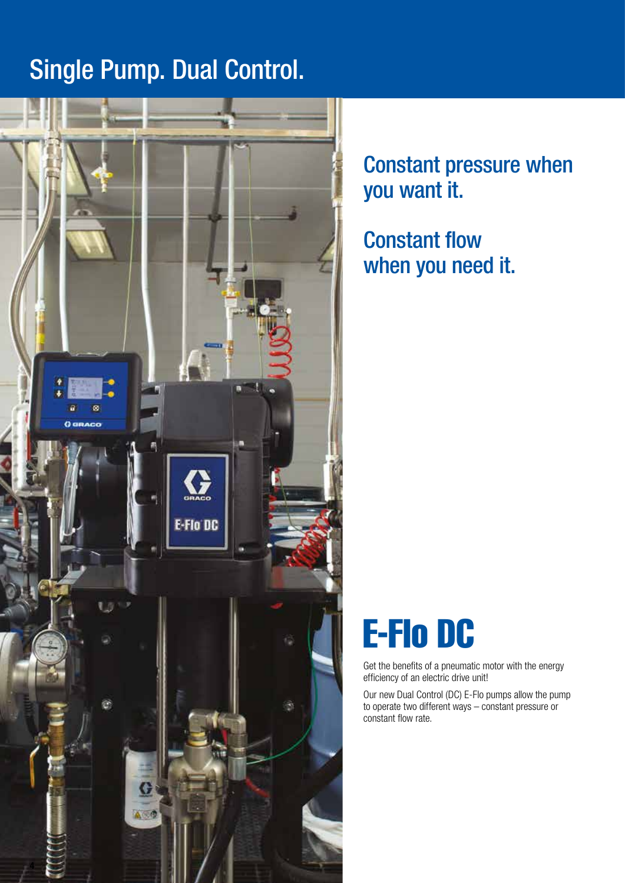# Single Pump. Dual Control.

## Constant pressure when you want it.

## Constant flow when you need it.

# E-Flo DC

Get the benefits of a pneumatic motor with the energy efficiency of an electric drive unit!

Our new Dual Control (DC) E-Flo pumps allow the pump to operate two different ways – constant pressure or constant flow rate.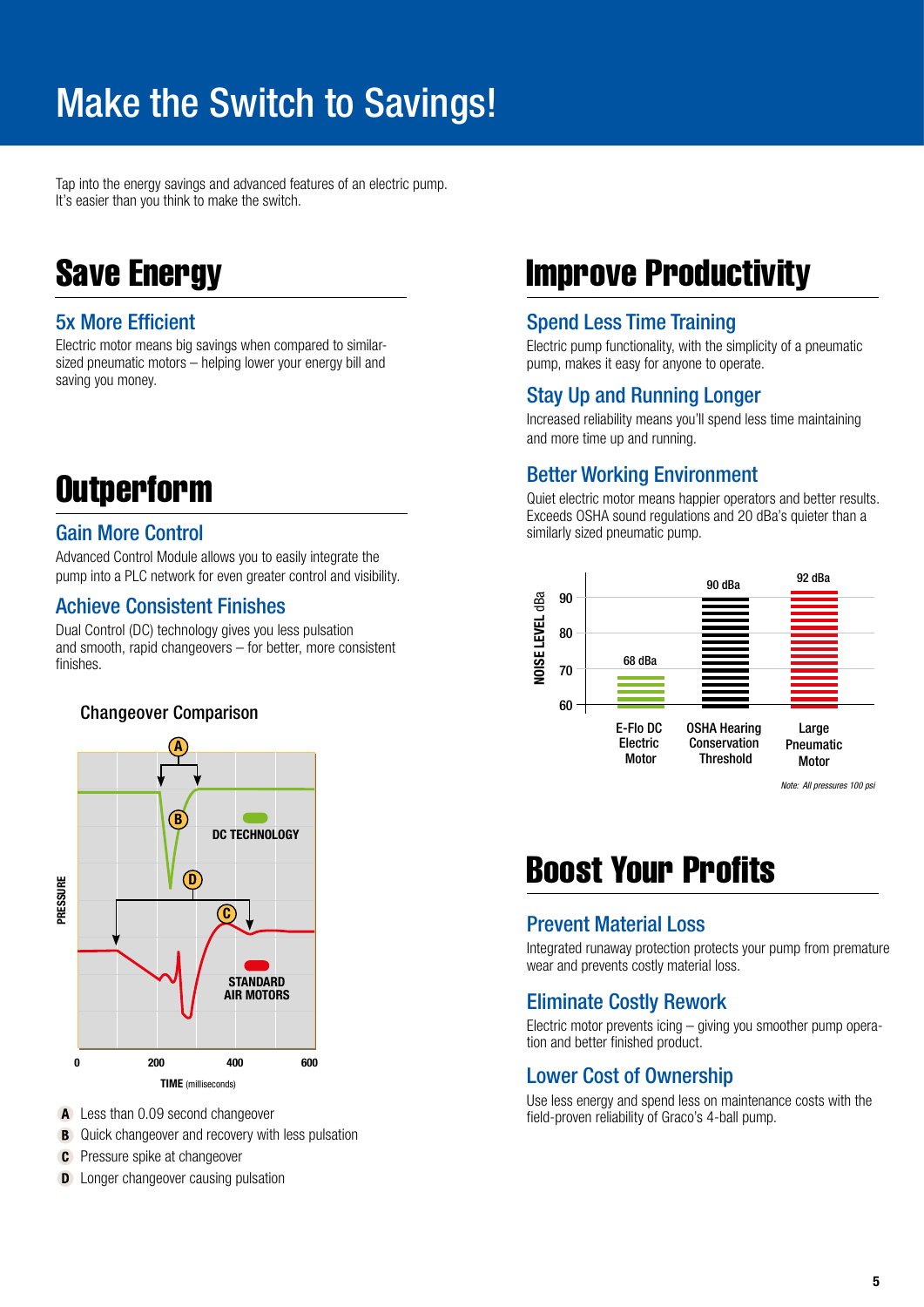# Make the Switch to Savings!

Tap into the energy savings and advanced features of an electric pump. It's easier than you think to make the switch.

## Save Energy

### 5x More Efficient

Electric motor means big savings when compared to similar-sized pneumatic motors – helping lower your energy bill and saving you money.

## Outperform

### Gain More Control

Advanced Control Module allows you to easily integrate the pump into a PLC network for even greater control and visibility.

### Achieve Consistent Finishes

Dual Control (DC) technology gives you less pulsation and smooth, rapid changeovers – for better, more consistent finishes.

**Changeover Comparison**

- **A** Less than 0.09 second changeover
- **B** Quick changeover and recovery with less pulsation
- **C** Pressure spike at changeover
- **D** Longer changeover causing pulsation

## Improve Productivity

### Spend Less Time Training

Electric pump functionality, with the simplicity of a pneumatic pump, makes it easy for anyone to operate.

### Stay Up and Running Longer

Increased reliability means you'll spend less time maintaining and more time up and running.

### Better Working Environment

Quiet electric motor means happier operators and better results. Exceeds OSHA sound regulations and 20 dBa's quieter than a similarly sized pneumatic pump.

| | Noise Level (dBa) |
|---|---|
| E-Flo DC Electric Motor | 68 dBa |
| OSHA Hearing Conservation Threshold | 90 dBa |
| Large Pneumatic Motor | 92 dBa |

*Note: All pressures 100 psi*

## Boost Your Profits

### Prevent Material Loss

Integrated runaway protection protects your pump from premature wear and prevents costly material loss.

### Eliminate Costly Rework

Electric motor prevents icing – giving you smoother pump operation and better finished product.

### Lower Cost of Ownership

Use less energy and spend less on maintenance costs with the field-proven reliability of Graco's 4-ball pump.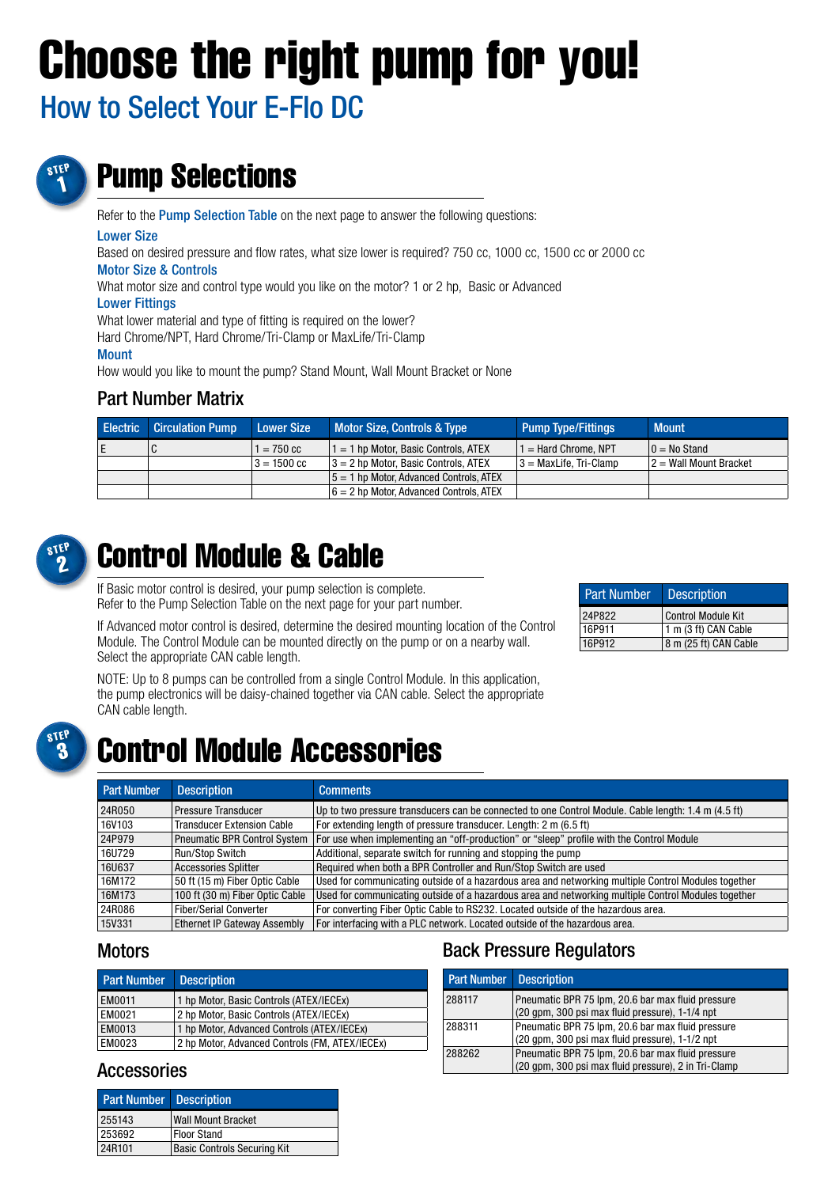# Choose the right pump for you!

## How to Select Your E-Flo DC

## STEP 1 Pump Selections

Refer to the Pump Selection Table on the next page to answer the following questions:

**Lower Size**

Based on desired pressure and flow rates, what size lower is required? 750 cc, 1000 cc, 1500 cc or 2000 cc

**Motor Size & Controls**

What motor size and control type would you like on the motor? 1 or 2 hp, Basic or Advanced

**Lower Fittings**

What lower material and type of fitting is required on the lower?

Hard Chrome/NPT, Hard Chrome/Tri-Clamp or MaxLife/Tri-Clamp

**Mount**

How would you like to mount the pump? Stand Mount, Wall Mount Bracket or None

### Part Number Matrix

| Electric | Circulation Pump | Lower Size | Motor Size, Controls & Type | Pump Type/Fittings | Mount |
|---|---|---|---|---|---|
| E | C | 1 = 750 cc | 1 = 1 hp Motor, Basic Controls, ATEX | 1 = Hard Chrome, NPT | 0 = No Stand |
| | | 3 = 1500 cc | 3 = 2 hp Motor, Basic Controls, ATEX | 3 = MaxLife, Tri-Clamp | 2 = Wall Mount Bracket |
| | | | 5 = 1 hp Motor, Advanced Controls, ATEX | | |
| | | | 6 = 2 hp Motor, Advanced Controls, ATEX | | |

## STEP 2 Control Module & Cable

If Basic motor control is desired, your pump selection is complete.
Refer to the Pump Selection Table on the next page for your part number.

If Advanced motor control is desired, determine the desired mounting location of the Control Module. The Control Module can be mounted directly on the pump or on a nearby wall. Select the appropriate CAN cable length.

NOTE: Up to 8 pumps can be controlled from a single Control Module. In this application, the pump electronics will be daisy-chained together via CAN cable. Select the appropriate CAN cable length.

| Part Number | Description |
|---|---|
| 24P822 | Control Module Kit |
| 16P911 | 1 m (3 ft) CAN Cable |
| 16P912 | 8 m (25 ft) CAN Cable |

## STEP 3 Control Module Accessories

| Part Number | Description | Comments |
|---|---|---|
| 24R050 | Pressure Transducer | Up to two pressure transducers can be connected to one Control Module. Cable length: 1.4 m (4.5 ft) |
| 16V103 | Transducer Extension Cable | For extending length of pressure transducer. Length: 2 m (6.5 ft) |
| 24P979 | Pneumatic BPR Control System | For use when implementing an “off-production” or “sleep” profile with the Control Module |
| 16U729 | Run/Stop Switch | Additional, separate switch for running and stopping the pump |
| 16U637 | Accessories Splitter | Required when both a BPR Controller and Run/Stop Switch are used |
| 16M172 | 50 ft (15 m) Fiber Optic Cable | Used for communicating outside of a hazardous area and networking multiple Control Modules together |
| 16M173 | 100 ft (30 m) Fiber Optic Cable | Used for communicating outside of a hazardous area and networking multiple Control Modules together |
| 24R086 | Fiber/Serial Converter | For converting Fiber Optic Cable to RS232. Located outside of the hazardous area. |
| 15V331 | Ethernet IP Gateway Assembly | For interfacing with a PLC network. Located outside of the hazardous area. |

### Motors

| Part Number | Description |
|---|---|
| EM0011 | 1 hp Motor, Basic Controls (ATEX/IECEx) |
| EM0021 | 2 hp Motor, Basic Controls (ATEX/IECEx) |
| EM0013 | 1 hp Motor, Advanced Controls (ATEX/IECEx) |
| EM0023 | 2 hp Motor, Advanced Controls (FM, ATEX/IECEx) |

### Accessories

| Part Number | Description |
|---|---|
| 255143 | Wall Mount Bracket |
| 253692 | Floor Stand |
| 24R101 | Basic Controls Securing Kit |

### Back Pressure Regulators

| Part Number | Description |
|---|---|
| 288117 | Pneumatic BPR 75 lpm, 20.6 bar max fluid pressure (20 gpm, 300 psi max fluid pressure), 1-1/4 npt |
| 288311 | Pneumatic BPR 75 lpm, 20.6 bar max fluid pressure (20 gpm, 300 psi max fluid pressure), 1-1/2 npt |
| 288262 | Pneumatic BPR 75 lpm, 20.6 bar max fluid pressure (20 gpm, 300 psi max fluid pressure), 2 in Tri-Clamp |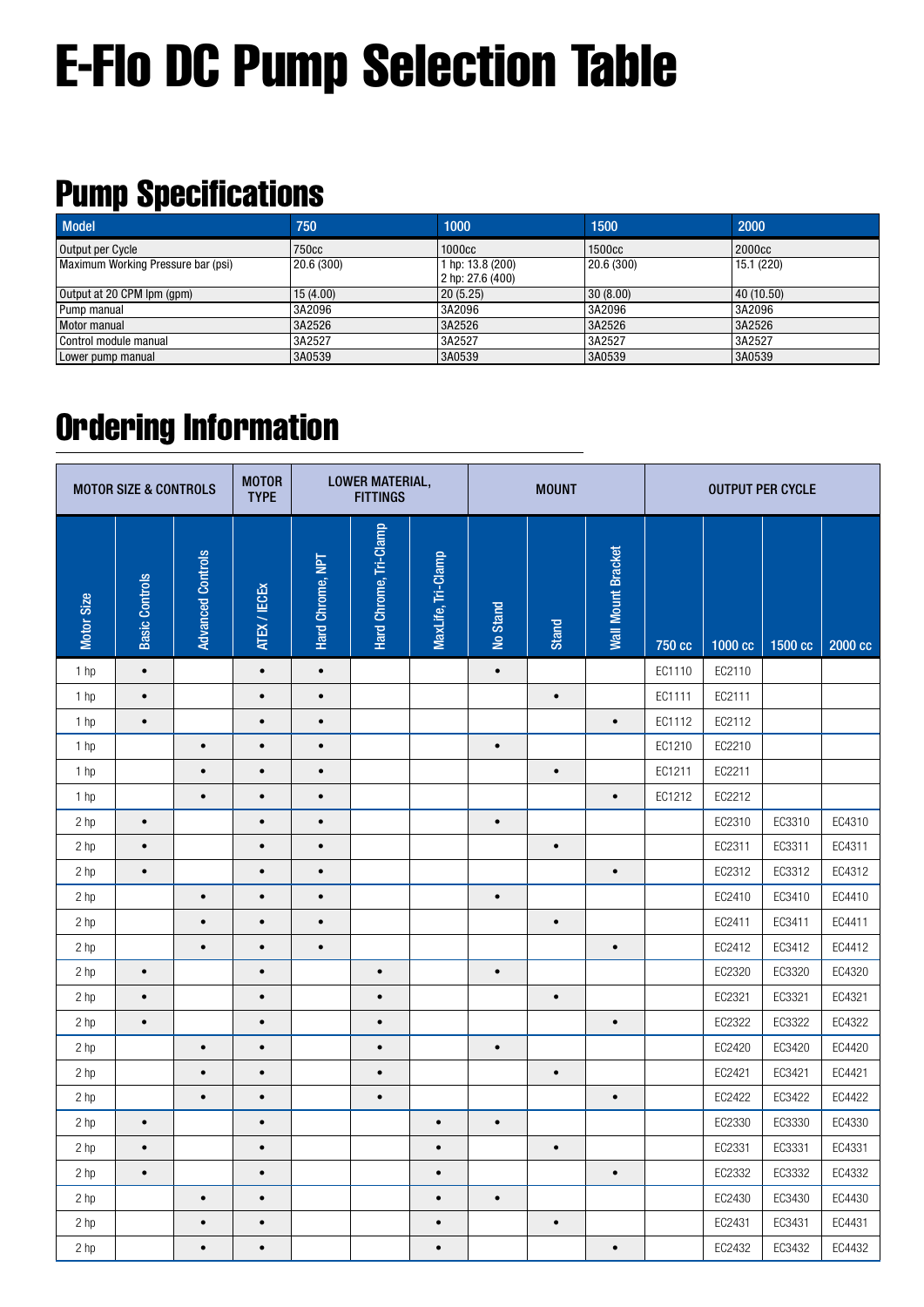# E-Flo DC Pump Selection Table

## Pump Specifications

| Model | 750 | 1000 | 1500 | 2000 |
|---|---|---|---|---|
| Output per Cycle | 750cc | 1000cc | 1500cc | 2000cc |
| Maximum Working Pressure bar (psi) | 20.6 (300) | 1 hp: 13.8 (200)<br>2 hp: 27.6 (400) | 20.6 (300) | 15.1 (220) |
| Output at 20 CPM lpm (gpm) | 15 (4.00) | 20 (5.25) | 30 (8.00) | 40 (10.50) |
| Pump manual | 3A2096 | 3A2096 | 3A2096 | 3A2096 |
| Motor manual | 3A2526 | 3A2526 | 3A2526 | 3A2526 |
| Control module manual | 3A2527 | 3A2527 | 3A2527 | 3A2527 |
| Lower pump manual | 3A0539 | 3A0539 | 3A0539 | 3A0539 |

## Ordering Information

| MOTOR SIZE & CONTROLS | | | MOTOR TYPE | LOWER MATERIAL, FITTINGS | | | MOUNT | | | OUTPUT PER CYCLE | | | |
|---|---|---|---|---|---|---|---|---|---|---|---|---|---|
| Motor Size | Basic Controls | Advanced Controls | ATEX / IECEx | Hard Chrome, NPT | Hard Chrome, Tri-Clamp | MaxLife, Tri-Clamp | No Stand | Stand | Wall Mount Bracket | 750 cc | 1000 cc | 1500 cc | 2000 cc |
| 1 hp | • | | • | • | | | • | | | EC1110 | EC2110 | | |
| 1 hp | • | | • | • | | | | • | | EC1111 | EC2111 | | |
| 1 hp | • | | • | • | | | | | • | EC1112 | EC2112 | | |
| 1 hp | | • | • | • | | | • | | | EC1210 | EC2210 | | |
| 1 hp | | • | • | • | | | | • | | EC1211 | EC2211 | | |
| 1 hp | | • | • | • | | | | | • | EC1212 | EC2212 | | |
| 2 hp | • | | • | • | | | • | | | | EC2310 | EC3310 | EC4310 |
| 2 hp | • | | • | • | | | | • | | | EC2311 | EC3311 | EC4311 |
| 2 hp | • | | • | • | | | | | • | | EC2312 | EC3312 | EC4312 |
| 2 hp | | • | • | • | | | • | | | | EC2410 | EC3410 | EC4410 |
| 2 hp | | • | • | • | | | | • | | | EC2411 | EC3411 | EC4411 |
| 2 hp | | • | • | • | | | | | • | | EC2412 | EC3412 | EC4412 |
| 2 hp | • | | • | | • | | • | | | | EC2320 | EC3320 | EC4320 |
| 2 hp | • | | • | | • | | | • | | | EC2321 | EC3321 | EC4321 |
| 2 hp | • | | • | | • | | | | • | | EC2322 | EC3322 | EC4322 |
| 2 hp | | • | • | | • | | • | | | | EC2420 | EC3420 | EC4420 |
| 2 hp | | • | • | | • | | | • | | | EC2421 | EC3421 | EC4421 |
| 2 hp | | • | • | | • | | | | • | | EC2422 | EC3422 | EC4422 |
| 2 hp | • | | • | | | • | • | | | | EC2330 | EC3330 | EC4330 |
| 2 hp | • | | • | | | • | | • | | | EC2331 | EC3331 | EC4331 |
| 2 hp | • | | • | | | • | | | • | | EC2332 | EC3332 | EC4332 |
| 2 hp | | • | • | | | • | • | | | | EC2430 | EC3430 | EC4430 |
| 2 hp | | • | • | | | • | | • | | | EC2431 | EC3431 | EC4431 |
| 2 hp | | • | • | | | • | | | • | | EC2432 | EC3432 | EC4432 |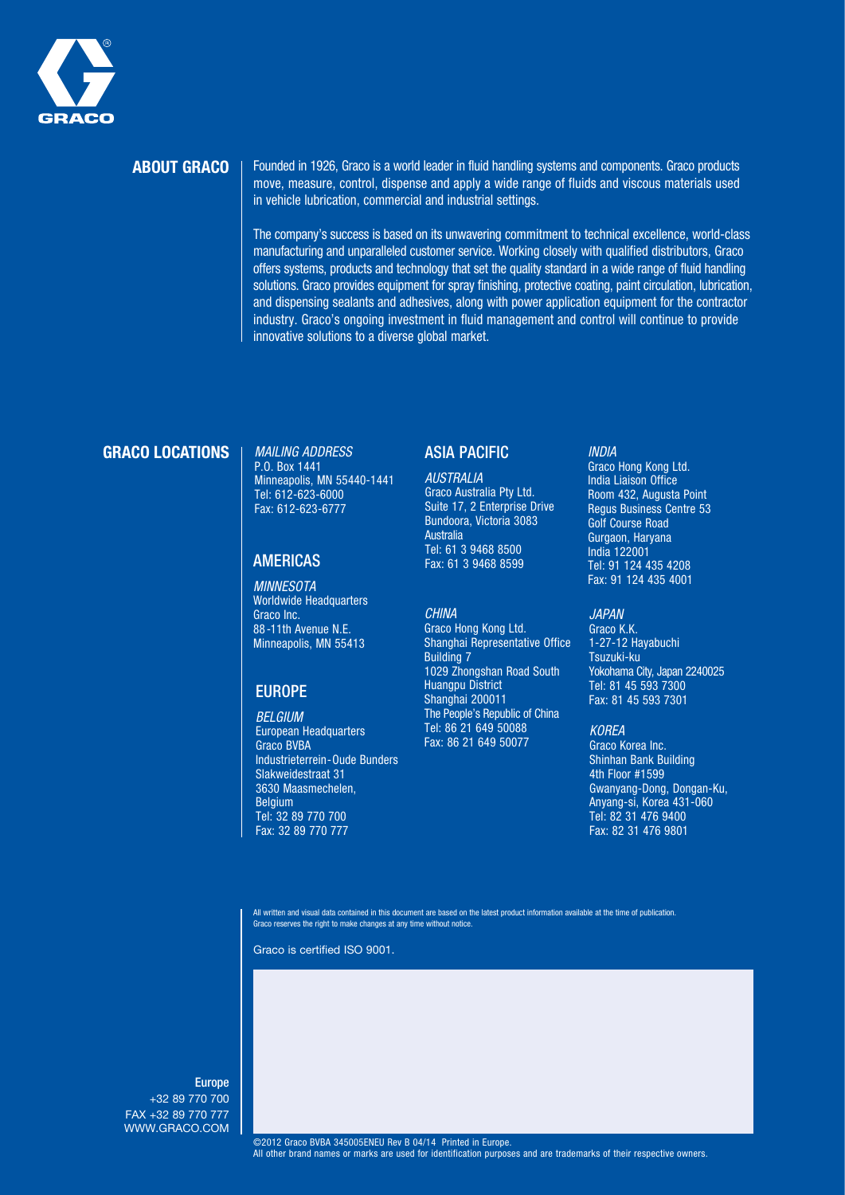## ABOUT GRACO

Founded in 1926, Graco is a world leader in fluid handling systems and components. Graco products move, measure, control, dispense and apply a wide range of fluids and viscous materials used in vehicle lubrication, commercial and industrial settings.

The company's success is based on its unwavering commitment to technical excellence, world-class manufacturing and unparalleled customer service. Working closely with qualified distributors, Graco offers systems, products and technology that set the quality standard in a wide range of fluid handling solutions. Graco provides equipment for spray finishing, protective coating, paint circulation, lubrication, and dispensing sealants and adhesives, along with power application equipment for the contractor industry. Graco's ongoing investment in fluid management and control will continue to provide innovative solutions to a diverse global market.

## GRACO LOCATIONS

*MAILING ADDRESS*
P.O. Box 1441
Minneapolis, MN 55440-1441
Tel: 612-623-6000
Fax: 612-623-6777

### AMERICAS

*MINNESOTA*
Worldwide Headquarters
Graco Inc.
88-11th Avenue N.E.
Minneapolis, MN 55413

### EUROPE

*BELGIUM*
European Headquarters
Graco BVBA
Industrieterrein-Oude Bunders
Slakweidestraat 31
3630 Maasmechelen,
Belgium
Tel: 32 89 770 700
Fax: 32 89 770 777

### ASIA PACIFIC

*AUSTRALIA*
Graco Australia Pty Ltd.
Suite 17, 2 Enterprise Drive
Bundoora, Victoria 3083
Australia
Tel: 61 3 9468 8500
Fax: 61 3 9468 8599

*CHINA*
Graco Hong Kong Ltd.
Shanghai Representative Office
Building 7
1029 Zhongshan Road South
Huangpu District
Shanghai 200011
The People's Republic of China
Tel: 86 21 649 50088
Fax: 86 21 649 50077

*INDIA*
Graco Hong Kong Ltd.
India Liaison Office
Room 432, Augusta Point
Regus Business Centre 53
Golf Course Road
Gurgaon, Haryana
India 122001
Tel: 91 124 435 4208
Fax: 91 124 435 4001

*JAPAN*
Graco K.K.
1-27-12 Hayabuchi
Tsuzuki-ku
Yokohama City, Japan 2240025
Tel: 81 45 593 7300
Fax: 81 45 593 7301

*KOREA*
Graco Korea Inc.
Shinhan Bank Building
4th Floor #1599
Gwanyang-Dong, Dongan-Ku,
Anyang-si, Korea 431-060
Tel: 82 31 476 9400
Fax: 82 31 476 9801

All written and visual data contained in this document are based on the latest product information available at the time of publication. Graco reserves the right to make changes at any time without notice.

Graco is certified ISO 9001.

**Europe**
+32 89 770 700
FAX +32 89 770 777
WWW.GRACO.COM

©2012 Graco BVBA 345005ENEU Rev B 04/14 Printed in Europe.
All other brand names or marks are used for identification purposes and are trademarks of their respective owners.